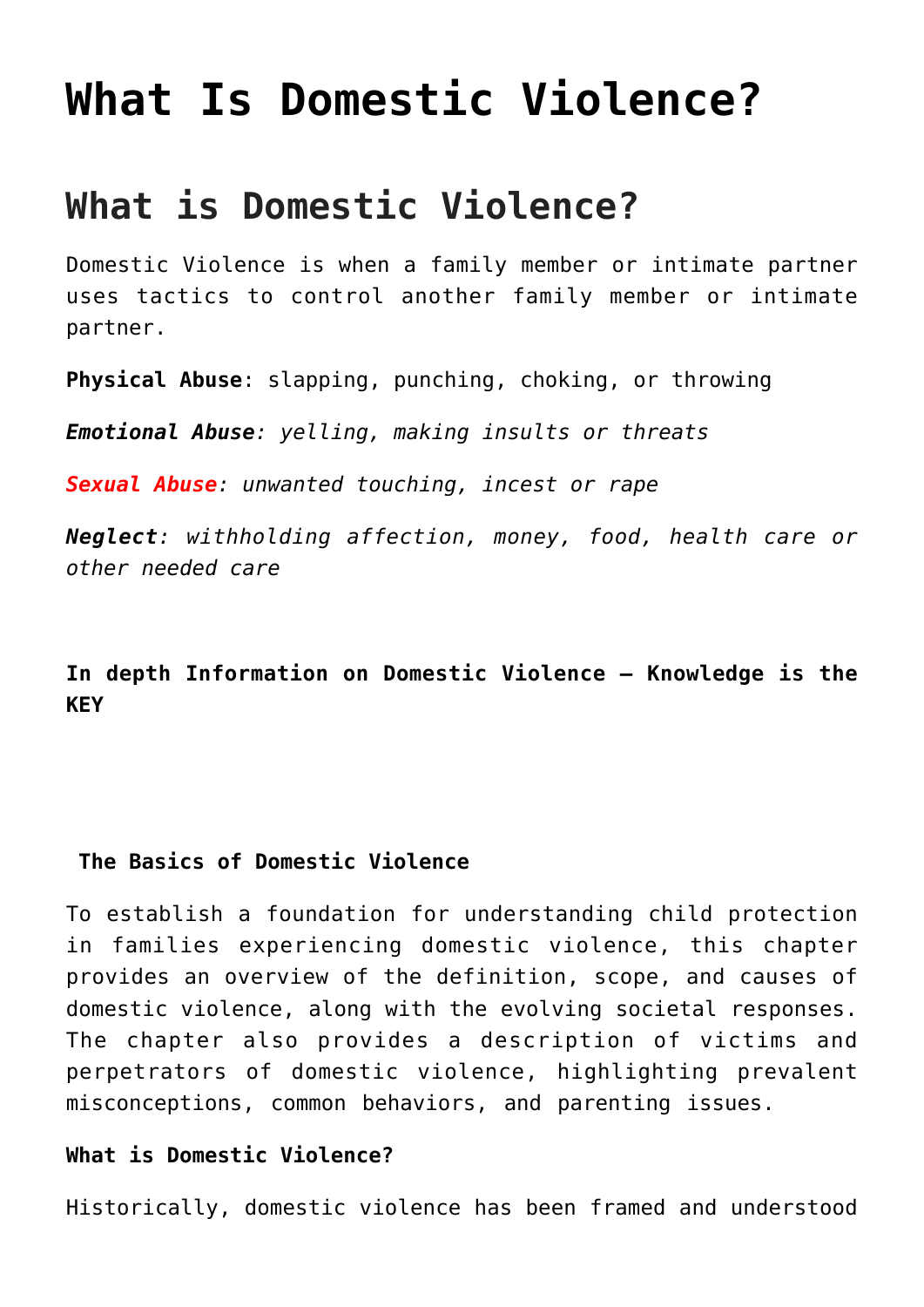# What Is Domestic Violence?

## What is Domestic Violence?

Domestic Violence is when a family member or intimate partner uses tactics to control another family member or intimate partner.

**Physical Abuse**: slapping, punching, choking, or throwing

***Emotional Abuse**: yelling, making insults or threats*

***Sexual Abuse**: unwanted touching, incest or rape*

***Neglect**: withholding affection, money, food, health care or other needed care*

**In depth Information on Domestic Violence – Knowledge is the KEY**

**The Basics of Domestic Violence**

To establish a foundation for understanding child protection in families experiencing domestic violence, this chapter provides an overview of the definition, scope, and causes of domestic violence, along with the evolving societal responses. The chapter also provides a description of victims and perpetrators of domestic violence, highlighting prevalent misconceptions, common behaviors, and parenting issues.

**What is Domestic Violence?**

Historically, domestic violence has been framed and understood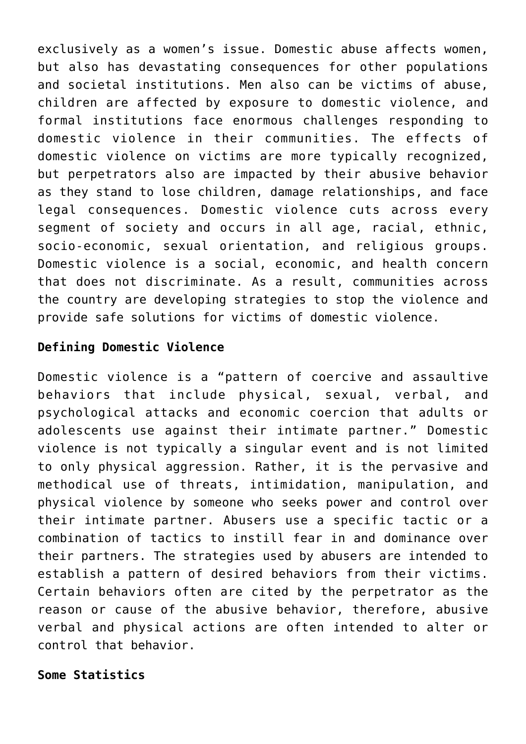exclusively as a women's issue. Domestic abuse affects women, but also has devastating consequences for other populations and societal institutions. Men also can be victims of abuse, children are affected by exposure to domestic violence, and formal institutions face enormous challenges responding to domestic violence in their communities. The effects of domestic violence on victims are more typically recognized, but perpetrators also are impacted by their abusive behavior as they stand to lose children, damage relationships, and face legal consequences. Domestic violence cuts across every segment of society and occurs in all age, racial, ethnic, socio-economic, sexual orientation, and religious groups. Domestic violence is a social, economic, and health concern that does not discriminate. As a result, communities across the country are developing strategies to stop the violence and provide safe solutions for victims of domestic violence.

**Defining Domestic Violence**

Domestic violence is a "pattern of coercive and assaultive behaviors that include physical, sexual, verbal, and psychological attacks and economic coercion that adults or adolescents use against their intimate partner." Domestic violence is not typically a singular event and is not limited to only physical aggression. Rather, it is the pervasive and methodical use of threats, intimidation, manipulation, and physical violence by someone who seeks power and control over their intimate partner. Abusers use a specific tactic or a combination of tactics to instill fear in and dominance over their partners. The strategies used by abusers are intended to establish a pattern of desired behaviors from their victims. Certain behaviors often are cited by the perpetrator as the reason or cause of the abusive behavior, therefore, abusive verbal and physical actions are often intended to alter or control that behavior.

**Some Statistics**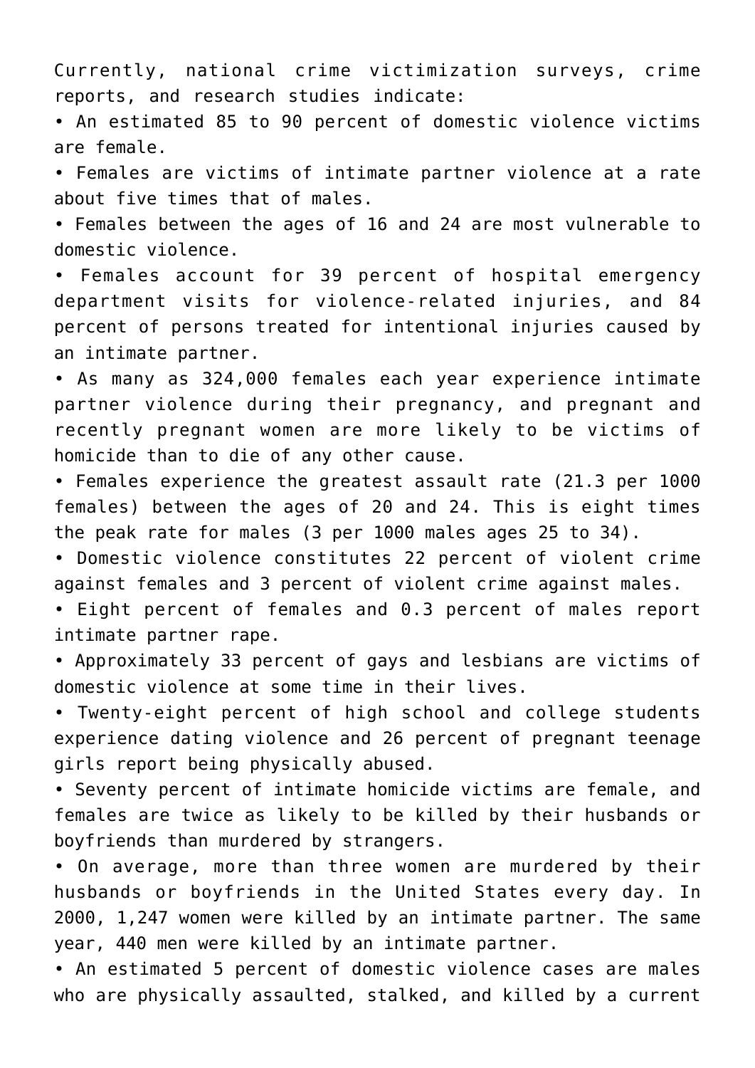Currently, national crime victimization surveys, crime reports, and research studies indicate:

- An estimated 85 to 90 percent of domestic violence victims are female.
- Females are victims of intimate partner violence at a rate about five times that of males.
- Females between the ages of 16 and 24 are most vulnerable to domestic violence.
- Females account for 39 percent of hospital emergency department visits for violence-related injuries, and 84 percent of persons treated for intentional injuries caused by an intimate partner.
- As many as 324,000 females each year experience intimate partner violence during their pregnancy, and pregnant and recently pregnant women are more likely to be victims of homicide than to die of any other cause.
- Females experience the greatest assault rate (21.3 per 1000 females) between the ages of 20 and 24. This is eight times the peak rate for males (3 per 1000 males ages 25 to 34).
- Domestic violence constitutes 22 percent of violent crime against females and 3 percent of violent crime against males.
- Eight percent of females and 0.3 percent of males report intimate partner rape.
- Approximately 33 percent of gays and lesbians are victims of domestic violence at some time in their lives.
- Twenty-eight percent of high school and college students experience dating violence and 26 percent of pregnant teenage girls report being physically abused.
- Seventy percent of intimate homicide victims are female, and females are twice as likely to be killed by their husbands or boyfriends than murdered by strangers.
- On average, more than three women are murdered by their husbands or boyfriends in the United States every day. In 2000, 1,247 women were killed by an intimate partner. The same year, 440 men were killed by an intimate partner.
- An estimated 5 percent of domestic violence cases are males who are physically assaulted, stalked, and killed by a current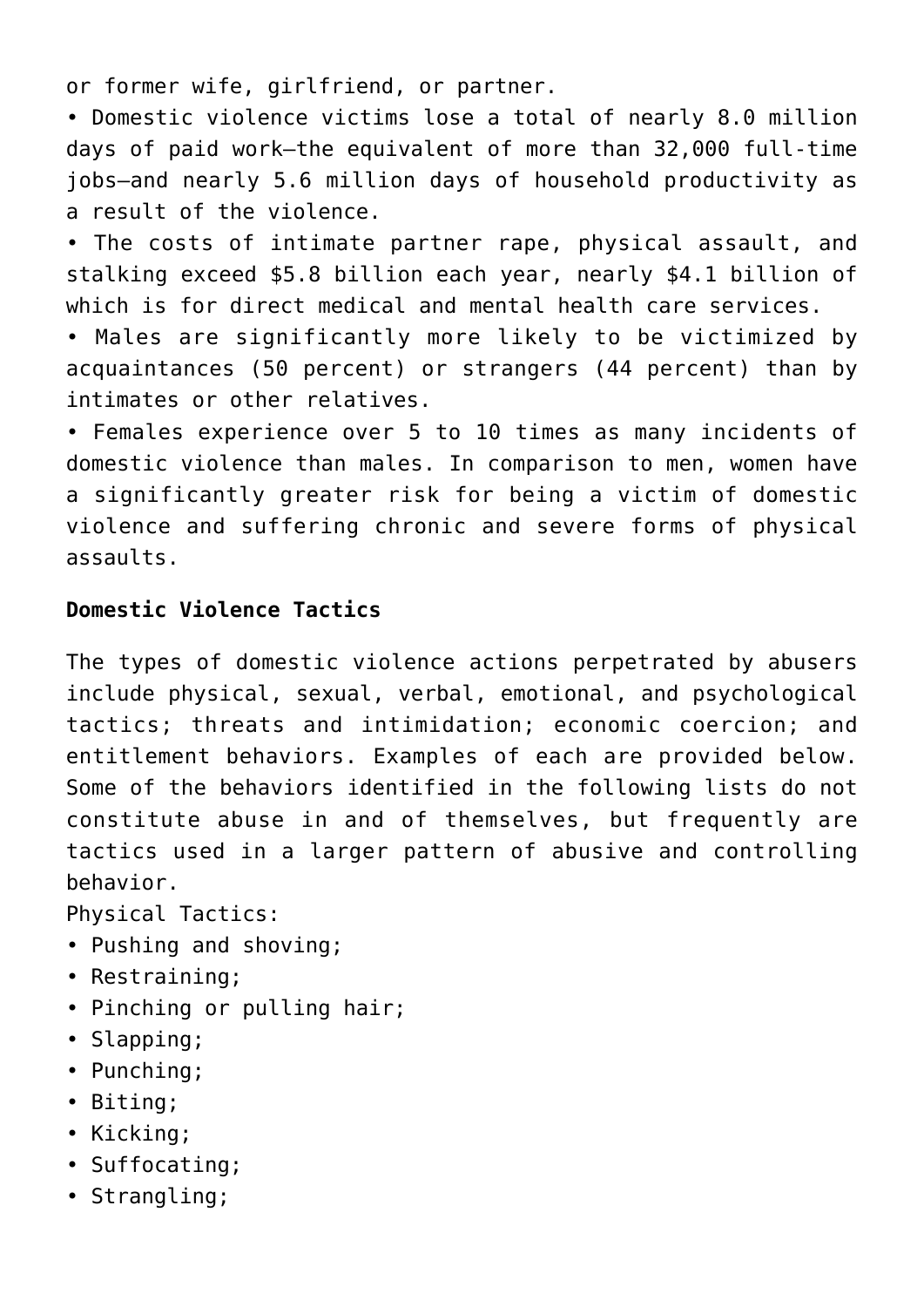or former wife, girlfriend, or partner.

- Domestic violence victims lose a total of nearly 8.0 million days of paid work—the equivalent of more than 32,000 full-time jobs—and nearly 5.6 million days of household productivity as a result of the violence.
- The costs of intimate partner rape, physical assault, and stalking exceed $5.8 billion each year, nearly $4.1 billion of which is for direct medical and mental health care services.
- Males are significantly more likely to be victimized by acquaintances (50 percent) or strangers (44 percent) than by intimates or other relatives.
- Females experience over 5 to 10 times as many incidents of domestic violence than males. In comparison to men, women have a significantly greater risk for being a victim of domestic violence and suffering chronic and severe forms of physical assaults.

**Domestic Violence Tactics**

The types of domestic violence actions perpetrated by abusers include physical, sexual, verbal, emotional, and psychological tactics; threats and intimidation; economic coercion; and entitlement behaviors. Examples of each are provided below. Some of the behaviors identified in the following lists do not constitute abuse in and of themselves, but frequently are tactics used in a larger pattern of abusive and controlling behavior.

Physical Tactics:

- Pushing and shoving;
- Restraining;
- Pinching or pulling hair;
- Slapping;
- Punching;
- Biting;
- Kicking;
- Suffocating;
- Strangling;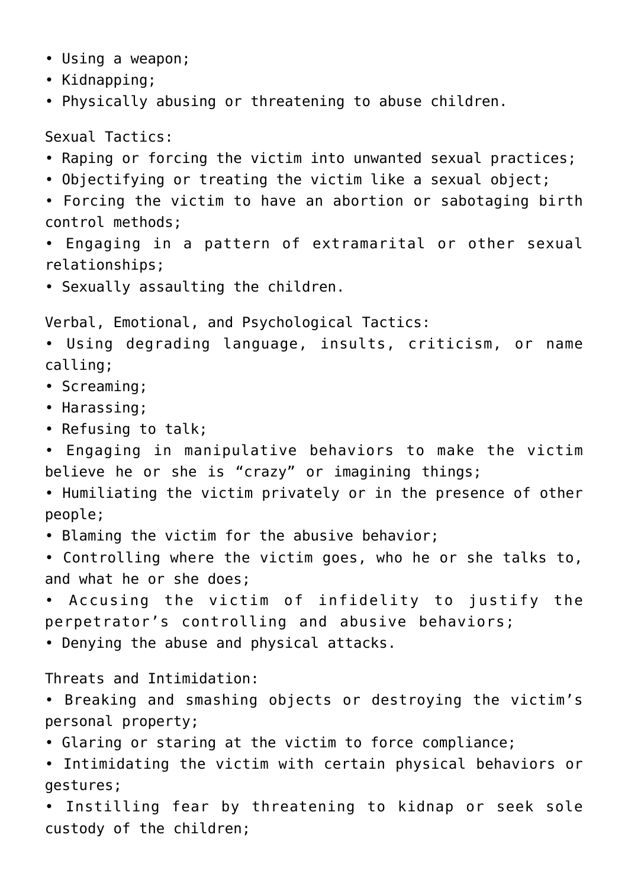- Using a weapon;
- Kidnapping;
- Physically abusing or threatening to abuse children.

Sexual Tactics:

- Raping or forcing the victim into unwanted sexual practices;
- Objectifying or treating the victim like a sexual object;
- Forcing the victim to have an abortion or sabotaging birth control methods;
- Engaging in a pattern of extramarital or other sexual relationships;
- Sexually assaulting the children.

Verbal, Emotional, and Psychological Tactics:

- Using degrading language, insults, criticism, or name calling;
- Screaming;
- Harassing;
- Refusing to talk;
- Engaging in manipulative behaviors to make the victim believe he or she is “crazy” or imagining things;
- Humiliating the victim privately or in the presence of other people;
- Blaming the victim for the abusive behavior;
- Controlling where the victim goes, who he or she talks to, and what he or she does;
- Accusing the victim of infidelity to justify the perpetrator’s controlling and abusive behaviors;
- Denying the abuse and physical attacks.

Threats and Intimidation:

- Breaking and smashing objects or destroying the victim’s personal property;
- Glaring or staring at the victim to force compliance;
- Intimidating the victim with certain physical behaviors or gestures;
- Instilling fear by threatening to kidnap or seek sole custody of the children;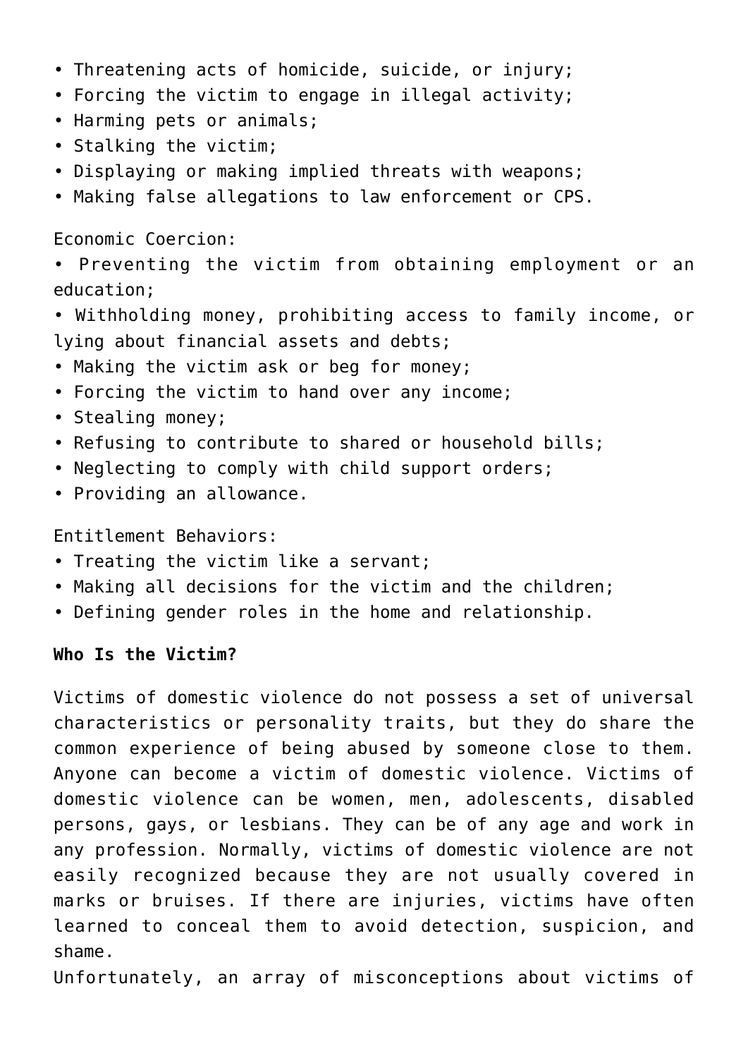- Threatening acts of homicide, suicide, or injury;
- Forcing the victim to engage in illegal activity;
- Harming pets or animals;
- Stalking the victim;
- Displaying or making implied threats with weapons;
- Making false allegations to law enforcement or CPS.

Economic Coercion:

- Preventing the victim from obtaining employment or an education;
- Withholding money, prohibiting access to family income, or lying about financial assets and debts;
- Making the victim ask or beg for money;
- Forcing the victim to hand over any income;
- Stealing money;
- Refusing to contribute to shared or household bills;
- Neglecting to comply with child support orders;
- Providing an allowance.

Entitlement Behaviors:

- Treating the victim like a servant;
- Making all decisions for the victim and the children;
- Defining gender roles in the home and relationship.

**Who Is the Victim?**

Victims of domestic violence do not possess a set of universal characteristics or personality traits, but they do share the common experience of being abused by someone close to them. Anyone can become a victim of domestic violence. Victims of domestic violence can be women, men, adolescents, disabled persons, gays, or lesbians. They can be of any age and work in any profession. Normally, victims of domestic violence are not easily recognized because they are not usually covered in marks or bruises. If there are injuries, victims have often learned to conceal them to avoid detection, suspicion, and shame.

Unfortunately, an array of misconceptions about victims of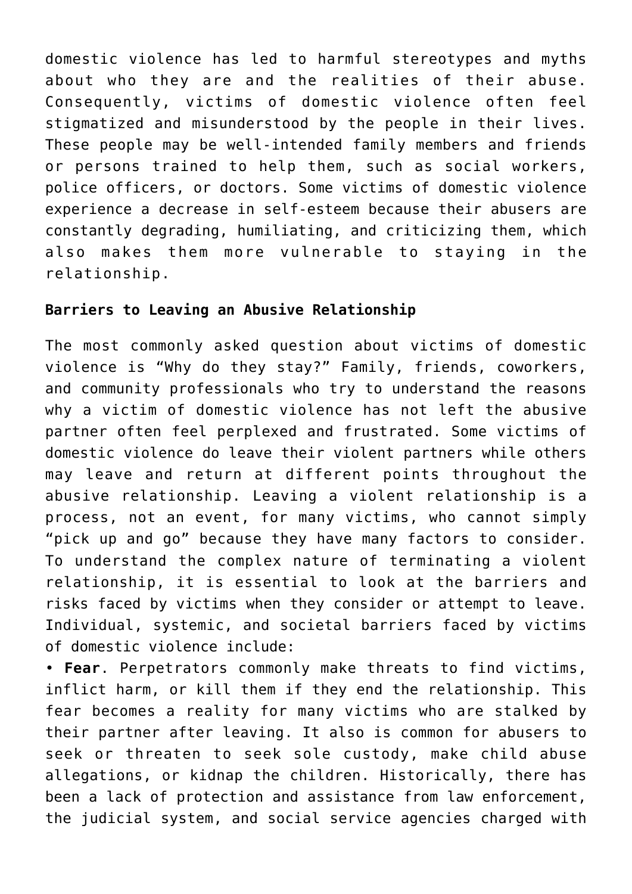domestic violence has led to harmful stereotypes and myths about who they are and the realities of their abuse. Consequently, victims of domestic violence often feel stigmatized and misunderstood by the people in their lives. These people may be well-intended family members and friends or persons trained to help them, such as social workers, police officers, or doctors. Some victims of domestic violence experience a decrease in self-esteem because their abusers are constantly degrading, humiliating, and criticizing them, which also makes them more vulnerable to staying in the relationship.

**Barriers to Leaving an Abusive Relationship**

The most commonly asked question about victims of domestic violence is "Why do they stay?" Family, friends, coworkers, and community professionals who try to understand the reasons why a victim of domestic violence has not left the abusive partner often feel perplexed and frustrated. Some victims of domestic violence do leave their violent partners while others may leave and return at different points throughout the abusive relationship. Leaving a violent relationship is a process, not an event, for many victims, who cannot simply "pick up and go" because they have many factors to consider. To understand the complex nature of terminating a violent relationship, it is essential to look at the barriers and risks faced by victims when they consider or attempt to leave. Individual, systemic, and societal barriers faced by victims of domestic violence include:

- **Fear**. Perpetrators commonly make threats to find victims, inflict harm, or kill them if they end the relationship. This fear becomes a reality for many victims who are stalked by their partner after leaving. It also is common for abusers to seek or threaten to seek sole custody, make child abuse allegations, or kidnap the children. Historically, there has been a lack of protection and assistance from law enforcement, the judicial system, and social service agencies charged with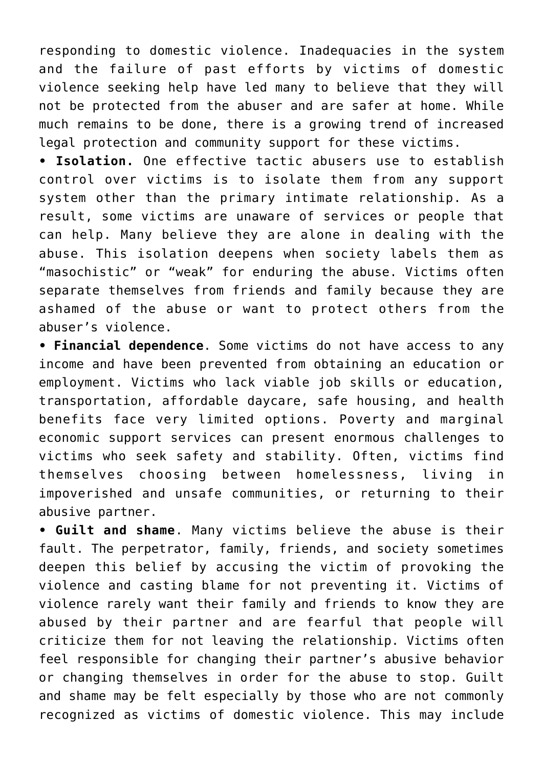responding to domestic violence. Inadequacies in the system and the failure of past efforts by victims of domestic violence seeking help have led many to believe that they will not be protected from the abuser and are safer at home. While much remains to be done, there is a growing trend of increased legal protection and community support for these victims.

- **Isolation.** One effective tactic abusers use to establish control over victims is to isolate them from any support system other than the primary intimate relationship. As a result, some victims are unaware of services or people that can help. Many believe they are alone in dealing with the abuse. This isolation deepens when society labels them as "masochistic" or "weak" for enduring the abuse. Victims often separate themselves from friends and family because they are ashamed of the abuse or want to protect others from the abuser's violence.
- **Financial dependence**. Some victims do not have access to any income and have been prevented from obtaining an education or employment. Victims who lack viable job skills or education, transportation, affordable daycare, safe housing, and health benefits face very limited options. Poverty and marginal economic support services can present enormous challenges to victims who seek safety and stability. Often, victims find themselves choosing between homelessness, living in impoverished and unsafe communities, or returning to their abusive partner.
- **Guilt and shame**. Many victims believe the abuse is their fault. The perpetrator, family, friends, and society sometimes deepen this belief by accusing the victim of provoking the violence and casting blame for not preventing it. Victims of violence rarely want their family and friends to know they are abused by their partner and are fearful that people will criticize them for not leaving the relationship. Victims often feel responsible for changing their partner's abusive behavior or changing themselves in order for the abuse to stop. Guilt and shame may be felt especially by those who are not commonly recognized as victims of domestic violence. This may include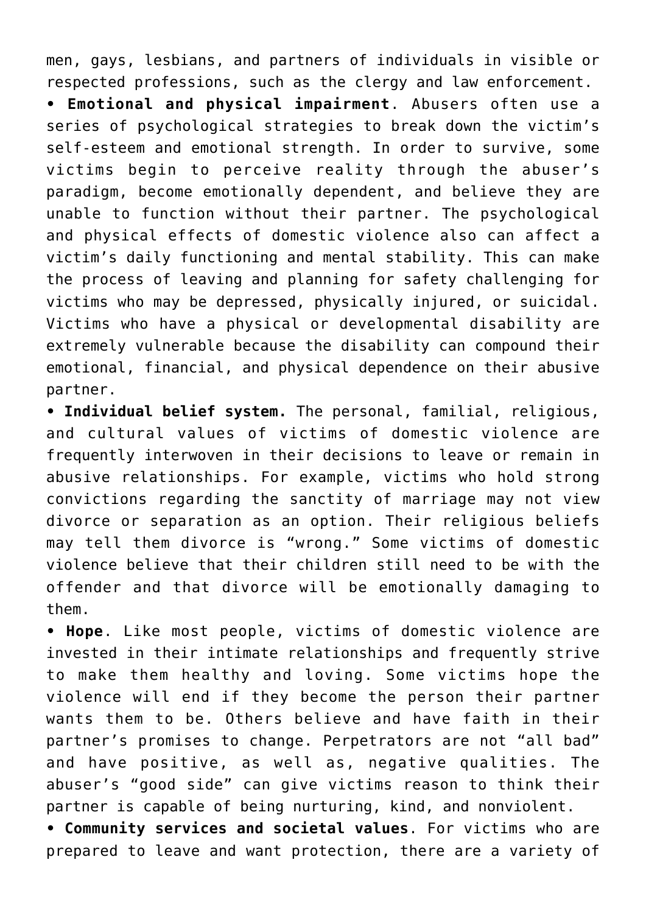men, gays, lesbians, and partners of individuals in visible or respected professions, such as the clergy and law enforcement.

- **Emotional and physical impairment**. Abusers often use a series of psychological strategies to break down the victim's self-esteem and emotional strength. In order to survive, some victims begin to perceive reality through the abuser's paradigm, become emotionally dependent, and believe they are unable to function without their partner. The psychological and physical effects of domestic violence also can affect a victim's daily functioning and mental stability. This can make the process of leaving and planning for safety challenging for victims who may be depressed, physically injured, or suicidal. Victims who have a physical or developmental disability are extremely vulnerable because the disability can compound their emotional, financial, and physical dependence on their abusive partner.
- **Individual belief system.** The personal, familial, religious, and cultural values of victims of domestic violence are frequently interwoven in their decisions to leave or remain in abusive relationships. For example, victims who hold strong convictions regarding the sanctity of marriage may not view divorce or separation as an option. Their religious beliefs may tell them divorce is "wrong." Some victims of domestic violence believe that their children still need to be with the offender and that divorce will be emotionally damaging to them.
- **Hope**. Like most people, victims of domestic violence are invested in their intimate relationships and frequently strive to make them healthy and loving. Some victims hope the violence will end if they become the person their partner wants them to be. Others believe and have faith in their partner's promises to change. Perpetrators are not "all bad" and have positive, as well as, negative qualities. The abuser's "good side" can give victims reason to think their partner is capable of being nurturing, kind, and nonviolent.
- **Community services and societal values**. For victims who are prepared to leave and want protection, there are a variety of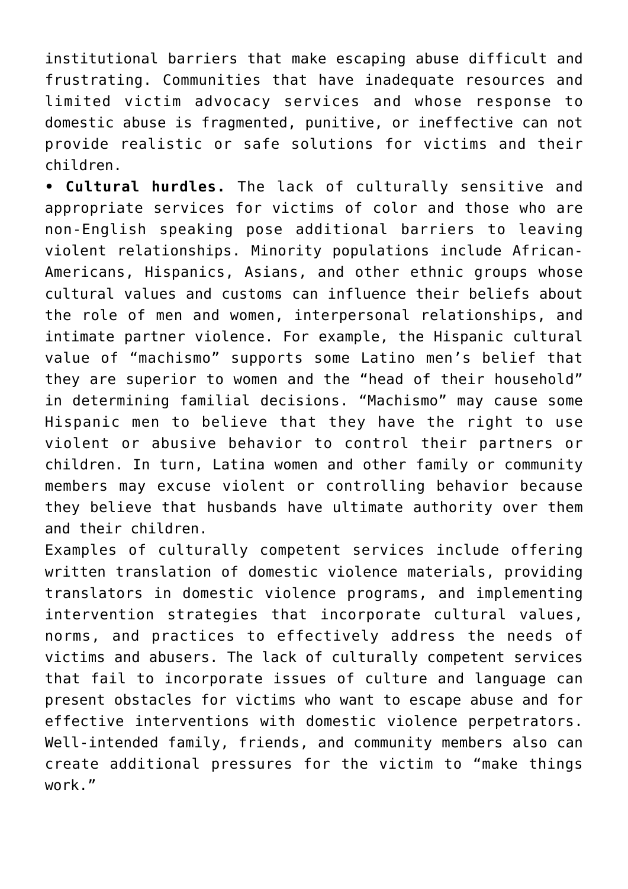institutional barriers that make escaping abuse difficult and frustrating. Communities that have inadequate resources and limited victim advocacy services and whose response to domestic abuse is fragmented, punitive, or ineffective can not provide realistic or safe solutions for victims and their children.

- **Cultural hurdles.** The lack of culturally sensitive and appropriate services for victims of color and those who are non-English speaking pose additional barriers to leaving violent relationships. Minority populations include African-Americans, Hispanics, Asians, and other ethnic groups whose cultural values and customs can influence their beliefs about the role of men and women, interpersonal relationships, and intimate partner violence. For example, the Hispanic cultural value of "machismo" supports some Latino men's belief that they are superior to women and the "head of their household" in determining familial decisions. "Machismo" may cause some Hispanic men to believe that they have the right to use violent or abusive behavior to control their partners or children. In turn, Latina women and other family or community members may excuse violent or controlling behavior because they believe that husbands have ultimate authority over them and their children.

Examples of culturally competent services include offering written translation of domestic violence materials, providing translators in domestic violence programs, and implementing intervention strategies that incorporate cultural values, norms, and practices to effectively address the needs of victims and abusers. The lack of culturally competent services that fail to incorporate issues of culture and language can present obstacles for victims who want to escape abuse and for effective interventions with domestic violence perpetrators. Well-intended family, friends, and community members also can create additional pressures for the victim to "make things work."